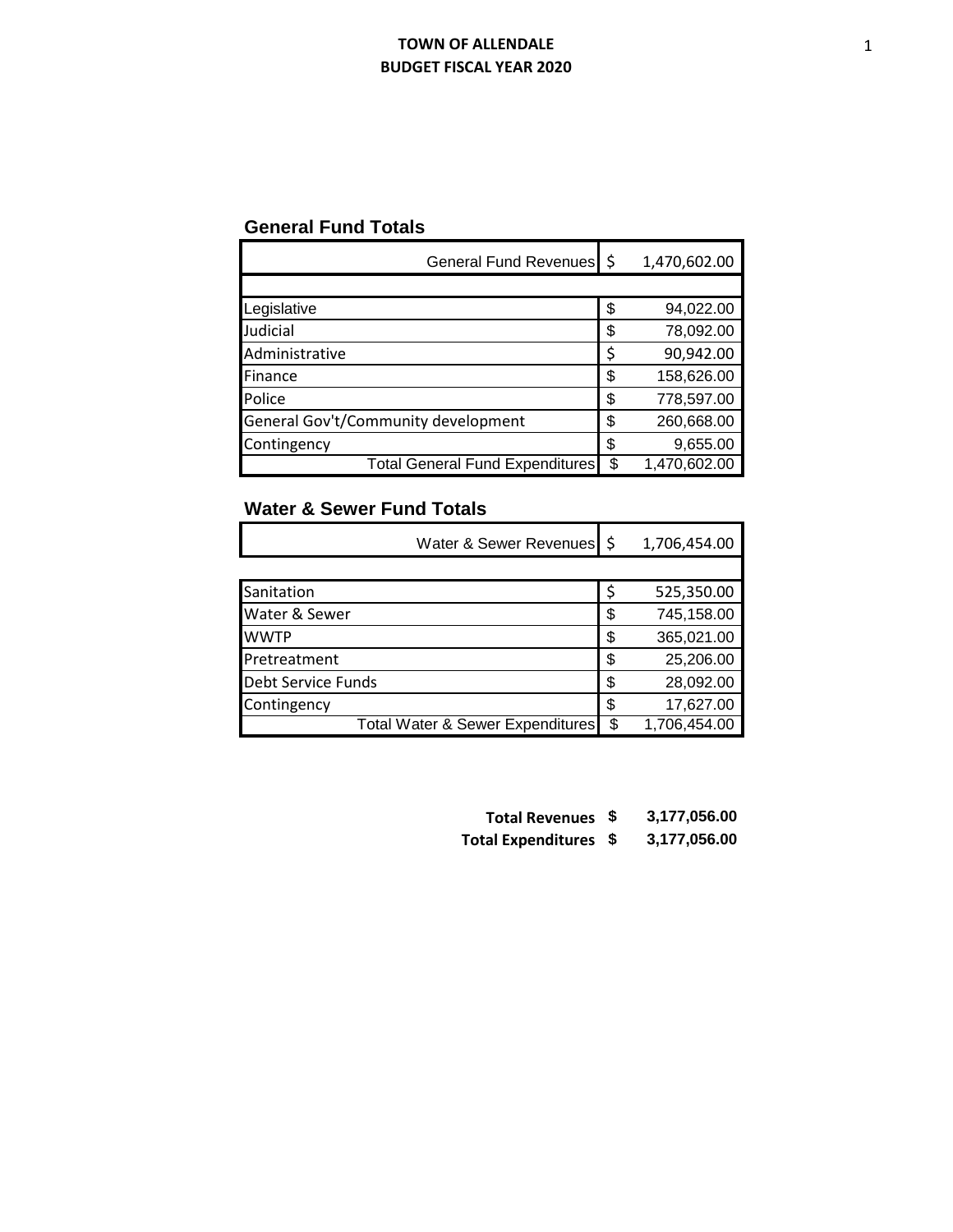**TOWN OF ALLENDALE**
**BUDGET FISCAL YEAR 2020**

## General Fund Totals

| | | |
|---|---|---|
| General Fund Revenues | $ | 1,470,602.00 |
| | | |
| Legislative | $ | 94,022.00 |
| Judicial | $ | 78,092.00 |
| Administrative | $ | 90,942.00 |
| Finance | $ | 158,626.00 |
| Police | $ | 778,597.00 |
| General Gov't/Community development | $ | 260,668.00 |
| Contingency | $ | 9,655.00 |
| Total General Fund Expenditures | $ | 1,470,602.00 |

## Water & Sewer Fund Totals

| | | |
|---|---|---|
| Water & Sewer Revenues | $ | 1,706,454.00 |
| | | |
| Sanitation | $ | 525,350.00 |
| Water & Sewer | $ | 745,158.00 |
| WWTP | $ | 365,021.00 |
| Pretreatment | $ | 25,206.00 |
| Debt Service Funds | $ | 28,092.00 |
| Contingency | $ | 17,627.00 |
| Total Water & Sewer Expenditures | $ | 1,706,454.00 |

| | | |
|---|---|---|
| **Total Revenues** | **$** | **3,177,056.00** |
| **Total Expenditures** | **$** | **3,177,056.00** |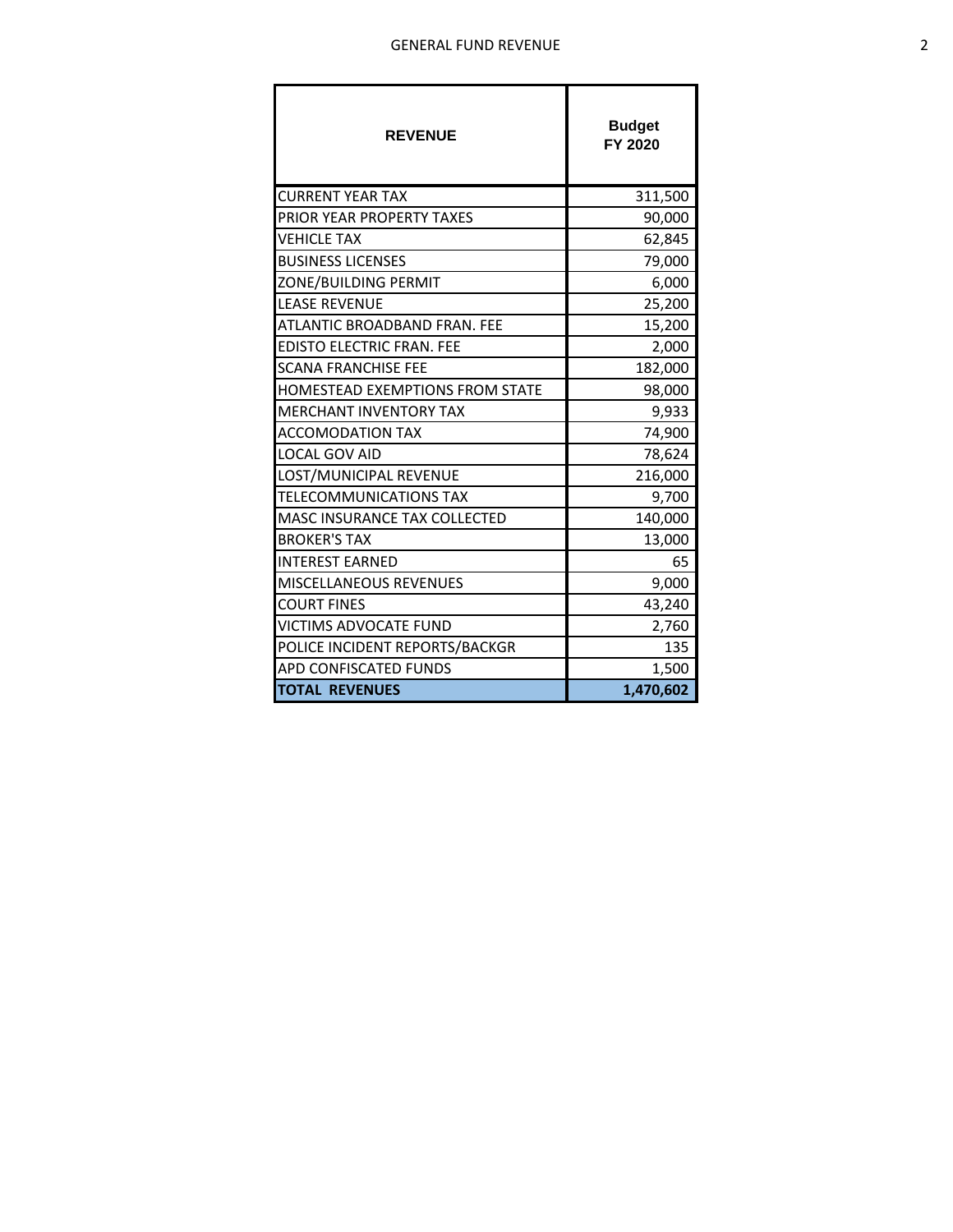# GENERAL FUND REVENUE

| REVENUE | Budget FY 2020 |
|---|---|
| CURRENT YEAR TAX | 311,500 |
| PRIOR YEAR PROPERTY TAXES | 90,000 |
| VEHICLE TAX | 62,845 |
| BUSINESS LICENSES | 79,000 |
| ZONE/BUILDING PERMIT | 6,000 |
| LEASE REVENUE | 25,200 |
| ATLANTIC BROADBAND FRAN. FEE | 15,200 |
| EDISTO ELECTRIC FRAN. FEE | 2,000 |
| SCANA FRANCHISE FEE | 182,000 |
| HOMESTEAD EXEMPTIONS FROM STATE | 98,000 |
| MERCHANT INVENTORY TAX | 9,933 |
| ACCOMODATION TAX | 74,900 |
| LOCAL GOV AID | 78,624 |
| LOST/MUNICIPAL REVENUE | 216,000 |
| TELECOMMUNICATIONS TAX | 9,700 |
| MASC INSURANCE TAX COLLECTED | 140,000 |
| BROKER'S TAX | 13,000 |
| INTEREST EARNED | 65 |
| MISCELLANEOUS REVENUES | 9,000 |
| COURT FINES | 43,240 |
| VICTIMS ADVOCATE FUND | 2,760 |
| POLICE INCIDENT REPORTS/BACKGR | 135 |
| APD CONFISCATED FUNDS | 1,500 |
| **TOTAL REVENUES** | **1,470,602** |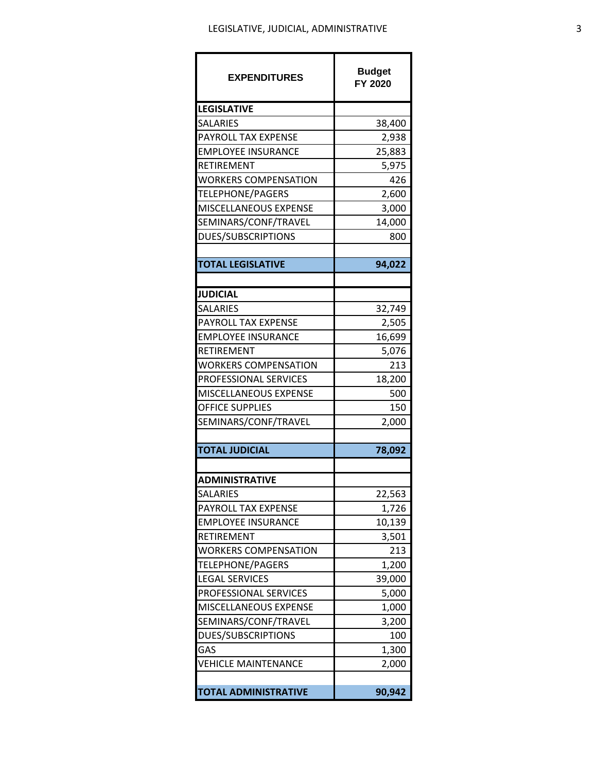| EXPENDITURES | Budget FY 2020 |
|---|---|
| **LEGISLATIVE** | |
| SALARIES | 38,400 |
| PAYROLL TAX EXPENSE | 2,938 |
| EMPLOYEE INSURANCE | 25,883 |
| RETIREMENT | 5,975 |
| WORKERS COMPENSATION | 426 |
| TELEPHONE/PAGERS | 2,600 |
| MISCELLANEOUS EXPENSE | 3,000 |
| SEMINARS/CONF/TRAVEL | 14,000 |
| DUES/SUBSCRIPTIONS | 800 |
| | |
| **TOTAL LEGISLATIVE** | **94,022** |
| | |
| **JUDICIAL** | |
| SALARIES | 32,749 |
| PAYROLL TAX EXPENSE | 2,505 |
| EMPLOYEE INSURANCE | 16,699 |
| RETIREMENT | 5,076 |
| WORKERS COMPENSATION | 213 |
| PROFESSIONAL SERVICES | 18,200 |
| MISCELLANEOUS EXPENSE | 500 |
| OFFICE SUPPLIES | 150 |
| SEMINARS/CONF/TRAVEL | 2,000 |
| | |
| **TOTAL JUDICIAL** | **78,092** |
| | |
| **ADMINISTRATIVE** | |
| SALARIES | 22,563 |
| PAYROLL TAX EXPENSE | 1,726 |
| EMPLOYEE INSURANCE | 10,139 |
| RETIREMENT | 3,501 |
| WORKERS COMPENSATION | 213 |
| TELEPHONE/PAGERS | 1,200 |
| LEGAL SERVICES | 39,000 |
| PROFESSIONAL SERVICES | 5,000 |
| MISCELLANEOUS EXPENSE | 1,000 |
| SEMINARS/CONF/TRAVEL | 3,200 |
| DUES/SUBSCRIPTIONS | 100 |
| GAS | 1,300 |
| VEHICLE MAINTENANCE | 2,000 |
| | |
| **TOTAL ADMINISTRATIVE** | **90,942** |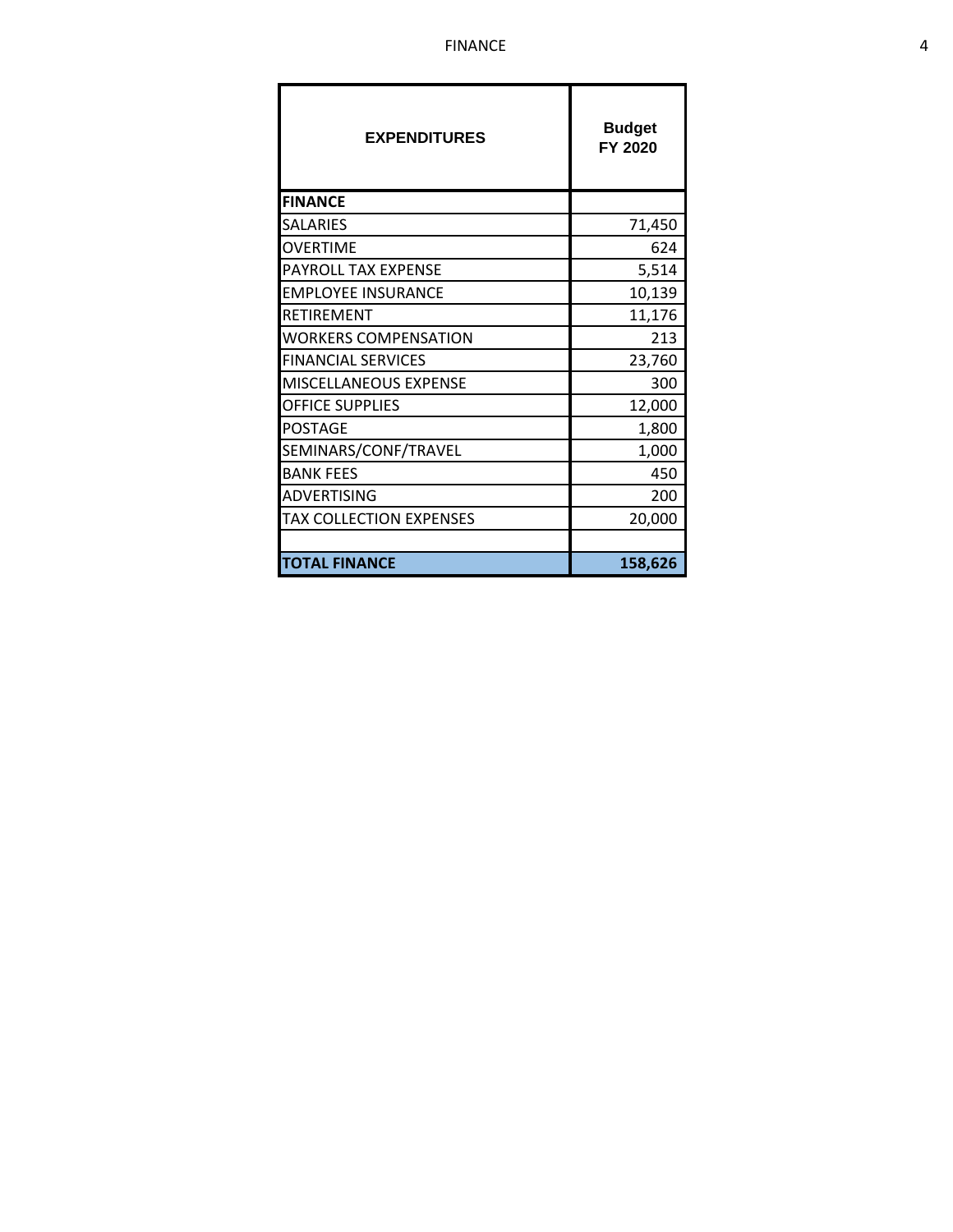| EXPENDITURES | Budget FY 2020 |
|---|---|
| **FINANCE** | |
| SALARIES | 71,450 |
| OVERTIME | 624 |
| PAYROLL TAX EXPENSE | 5,514 |
| EMPLOYEE INSURANCE | 10,139 |
| RETIREMENT | 11,176 |
| WORKERS COMPENSATION | 213 |
| FINANCIAL SERVICES | 23,760 |
| MISCELLANEOUS EXPENSE | 300 |
| OFFICE SUPPLIES | 12,000 |
| POSTAGE | 1,800 |
| SEMINARS/CONF/TRAVEL | 1,000 |
| BANK FEES | 450 |
| ADVERTISING | 200 |
| TAX COLLECTION EXPENSES | 20,000 |
| | |
| **TOTAL FINANCE** | **158,626** |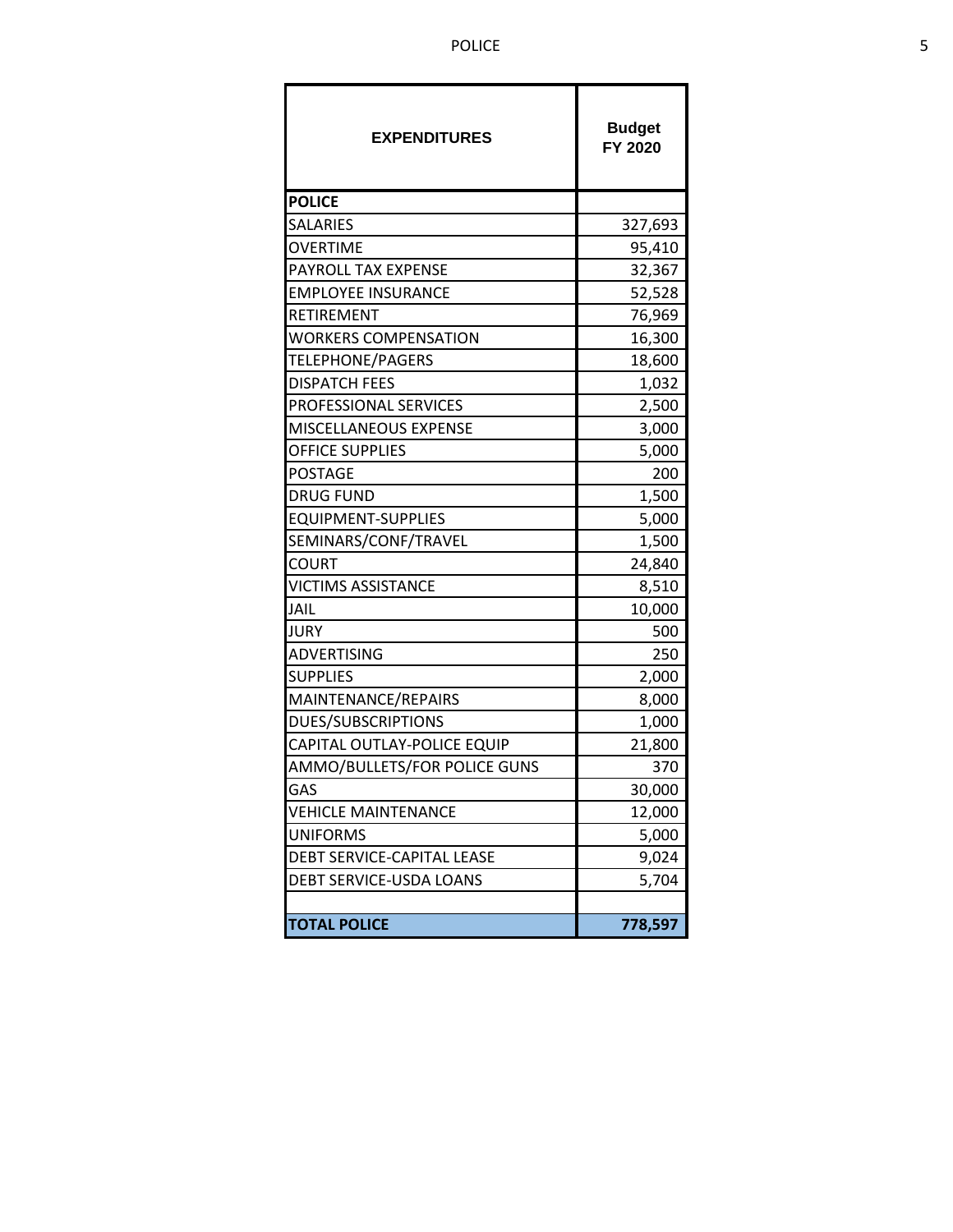| EXPENDITURES | Budget FY 2020 |
|---|---|
| **POLICE** | |
| SALARIES | 327,693 |
| OVERTIME | 95,410 |
| PAYROLL TAX EXPENSE | 32,367 |
| EMPLOYEE INSURANCE | 52,528 |
| RETIREMENT | 76,969 |
| WORKERS COMPENSATION | 16,300 |
| TELEPHONE/PAGERS | 18,600 |
| DISPATCH FEES | 1,032 |
| PROFESSIONAL SERVICES | 2,500 |
| MISCELLANEOUS EXPENSE | 3,000 |
| OFFICE SUPPLIES | 5,000 |
| POSTAGE | 200 |
| DRUG FUND | 1,500 |
| EQUIPMENT-SUPPLIES | 5,000 |
| SEMINARS/CONF/TRAVEL | 1,500 |
| COURT | 24,840 |
| VICTIMS ASSISTANCE | 8,510 |
| JAIL | 10,000 |
| JURY | 500 |
| ADVERTISING | 250 |
| SUPPLIES | 2,000 |
| MAINTENANCE/REPAIRS | 8,000 |
| DUES/SUBSCRIPTIONS | 1,000 |
| CAPITAL OUTLAY-POLICE EQUIP | 21,800 |
| AMMO/BULLETS/FOR POLICE GUNS | 370 |
| GAS | 30,000 |
| VEHICLE MAINTENANCE | 12,000 |
| UNIFORMS | 5,000 |
| DEBT SERVICE-CAPITAL LEASE | 9,024 |
| DEBT SERVICE-USDA LOANS | 5,704 |
| | |
| **TOTAL POLICE** | **778,597** |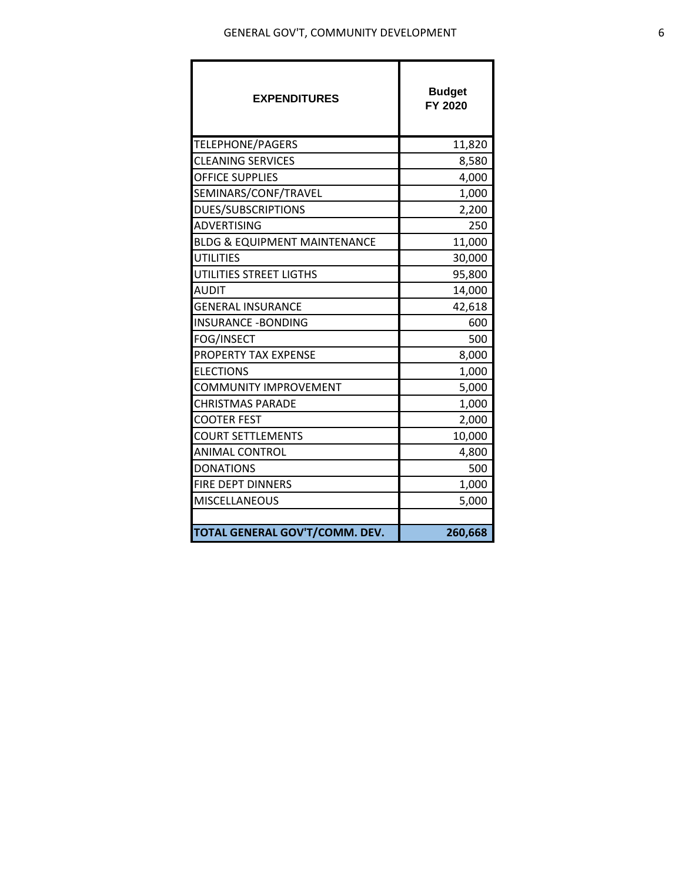# GENERAL GOV'T, COMMUNITY DEVELOPMENT

| EXPENDITURES | Budget FY 2020 |
|---|---:|
| TELEPHONE/PAGERS | 11,820 |
| CLEANING SERVICES | 8,580 |
| OFFICE SUPPLIES | 4,000 |
| SEMINARS/CONF/TRAVEL | 1,000 |
| DUES/SUBSCRIPTIONS | 2,200 |
| ADVERTISING | 250 |
| BLDG & EQUIPMENT MAINTENANCE | 11,000 |
| UTILITIES | 30,000 |
| UTILITIES STREET LIGTHS | 95,800 |
| AUDIT | 14,000 |
| GENERAL INSURANCE | 42,618 |
| INSURANCE -BONDING | 600 |
| FOG/INSECT | 500 |
| PROPERTY TAX EXPENSE | 8,000 |
| ELECTIONS | 1,000 |
| COMMUNITY IMPROVEMENT | 5,000 |
| CHRISTMAS PARADE | 1,000 |
| COOTER FEST | 2,000 |
| COURT SETTLEMENTS | 10,000 |
| ANIMAL CONTROL | 4,800 |
| DONATIONS | 500 |
| FIRE DEPT DINNERS | 1,000 |
| MISCELLANEOUS | 5,000 |
| | |
| **TOTAL GENERAL GOV'T/COMM. DEV.** | **260,668** |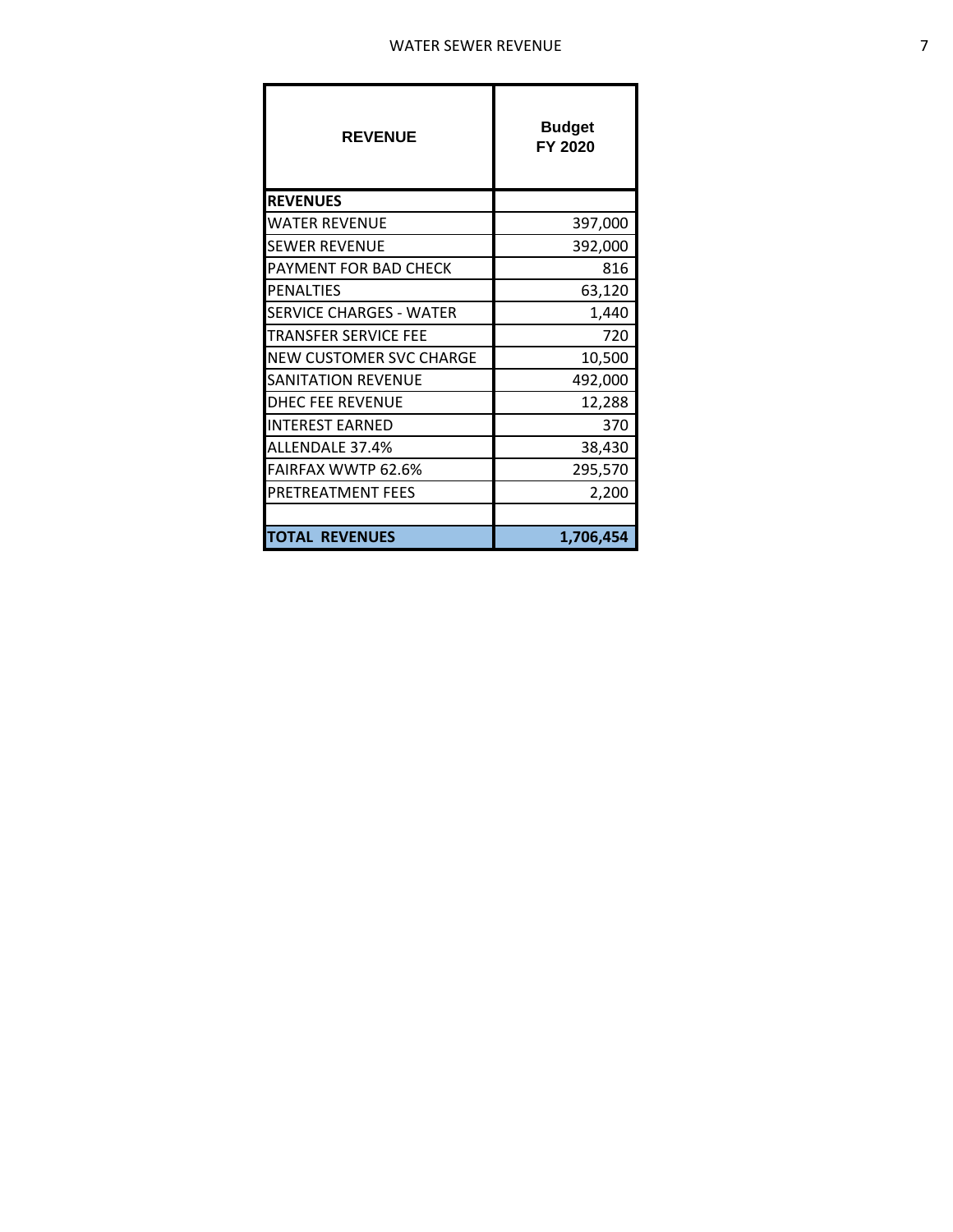| REVENUE | Budget FY 2020 |
|---|---|
| **REVENUES** | |
| WATER REVENUE | 397,000 |
| SEWER REVENUE | 392,000 |
| PAYMENT FOR BAD CHECK | 816 |
| PENALTIES | 63,120 |
| SERVICE CHARGES - WATER | 1,440 |
| TRANSFER SERVICE FEE | 720 |
| NEW CUSTOMER SVC CHARGE | 10,500 |
| SANITATION REVENUE | 492,000 |
| DHEC FEE REVENUE | 12,288 |
| INTEREST EARNED | 370 |
| ALLENDALE 37.4% | 38,430 |
| FAIRFAX WWTP 62.6% | 295,570 |
| PRETREATMENT FEES | 2,200 |
| | |
| **TOTAL REVENUES** | **1,706,454** |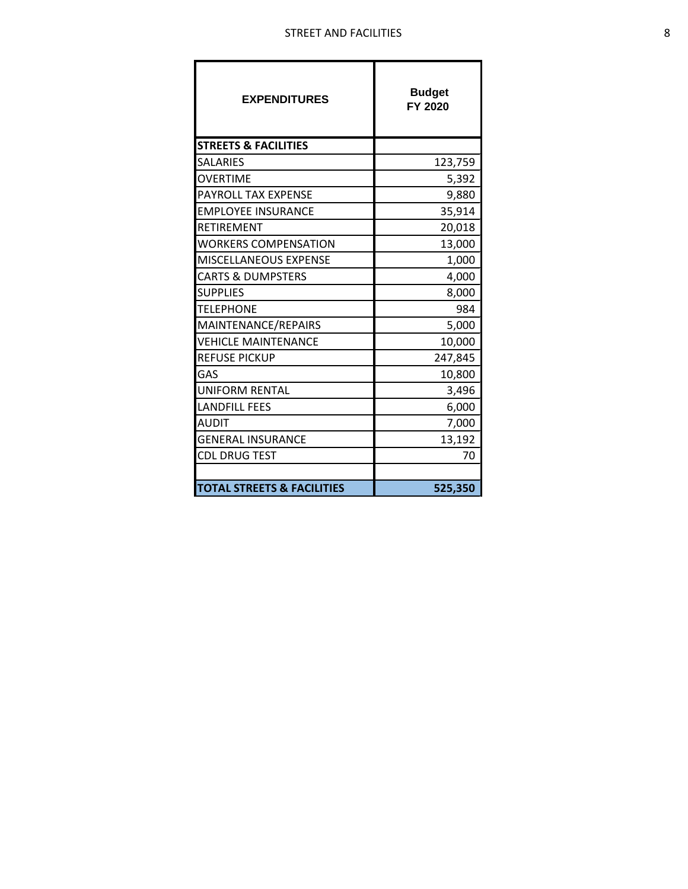| EXPENDITURES | Budget FY 2020 |
|---|---|
| **STREETS & FACILITIES** | |
| SALARIES | 123,759 |
| OVERTIME | 5,392 |
| PAYROLL TAX EXPENSE | 9,880 |
| EMPLOYEE INSURANCE | 35,914 |
| RETIREMENT | 20,018 |
| WORKERS COMPENSATION | 13,000 |
| MISCELLANEOUS EXPENSE | 1,000 |
| CARTS & DUMPSTERS | 4,000 |
| SUPPLIES | 8,000 |
| TELEPHONE | 984 |
| MAINTENANCE/REPAIRS | 5,000 |
| VEHICLE MAINTENANCE | 10,000 |
| REFUSE PICKUP | 247,845 |
| GAS | 10,800 |
| UNIFORM RENTAL | 3,496 |
| LANDFILL FEES | 6,000 |
| AUDIT | 7,000 |
| GENERAL INSURANCE | 13,192 |
| CDL DRUG TEST | 70 |
| | |
| **TOTAL STREETS & FACILITIES** | **525,350** |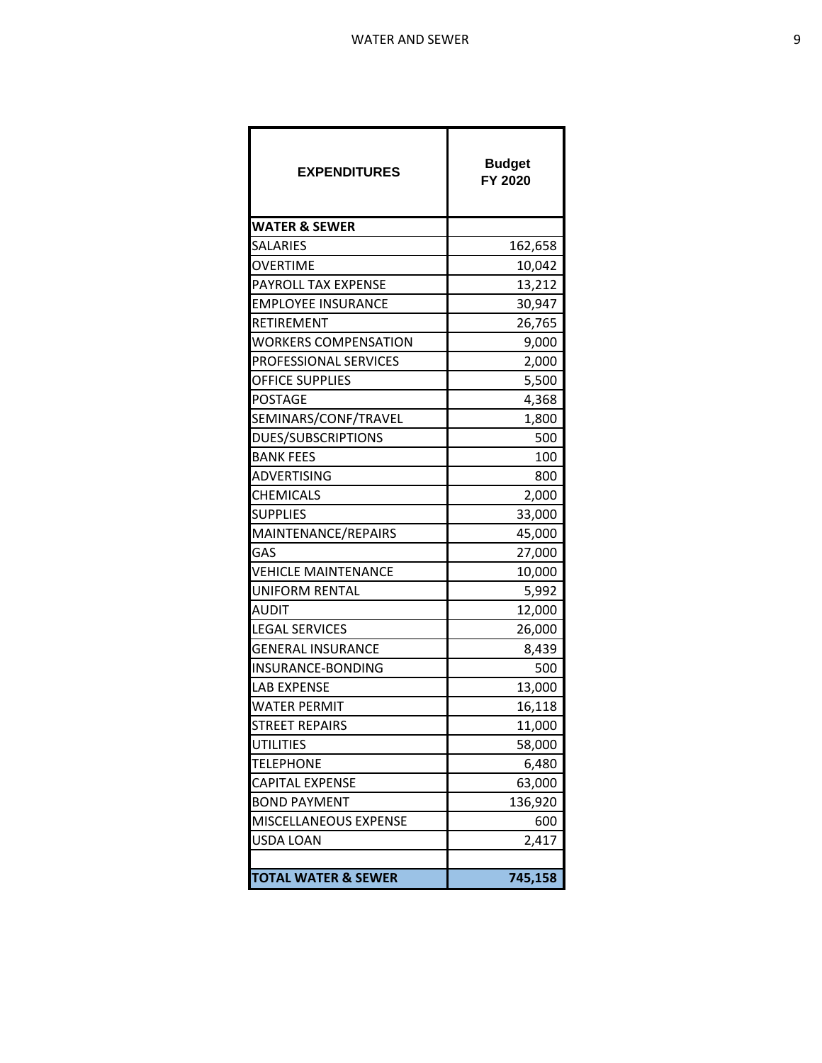| EXPENDITURES | Budget FY 2020 |
|---|---|
| **WATER & SEWER** | |
| SALARIES | 162,658 |
| OVERTIME | 10,042 |
| PAYROLL TAX EXPENSE | 13,212 |
| EMPLOYEE INSURANCE | 30,947 |
| RETIREMENT | 26,765 |
| WORKERS COMPENSATION | 9,000 |
| PROFESSIONAL SERVICES | 2,000 |
| OFFICE SUPPLIES | 5,500 |
| POSTAGE | 4,368 |
| SEMINARS/CONF/TRAVEL | 1,800 |
| DUES/SUBSCRIPTIONS | 500 |
| BANK FEES | 100 |
| ADVERTISING | 800 |
| CHEMICALS | 2,000 |
| SUPPLIES | 33,000 |
| MAINTENANCE/REPAIRS | 45,000 |
| GAS | 27,000 |
| VEHICLE MAINTENANCE | 10,000 |
| UNIFORM RENTAL | 5,992 |
| AUDIT | 12,000 |
| LEGAL SERVICES | 26,000 |
| GENERAL INSURANCE | 8,439 |
| INSURANCE-BONDING | 500 |
| LAB EXPENSE | 13,000 |
| WATER PERMIT | 16,118 |
| STREET REPAIRS | 11,000 |
| UTILITIES | 58,000 |
| TELEPHONE | 6,480 |
| CAPITAL EXPENSE | 63,000 |
| BOND PAYMENT | 136,920 |
| MISCELLANEOUS EXPENSE | 600 |
| USDA LOAN | 2,417 |
| | |
| **TOTAL WATER & SEWER** | **745,158** |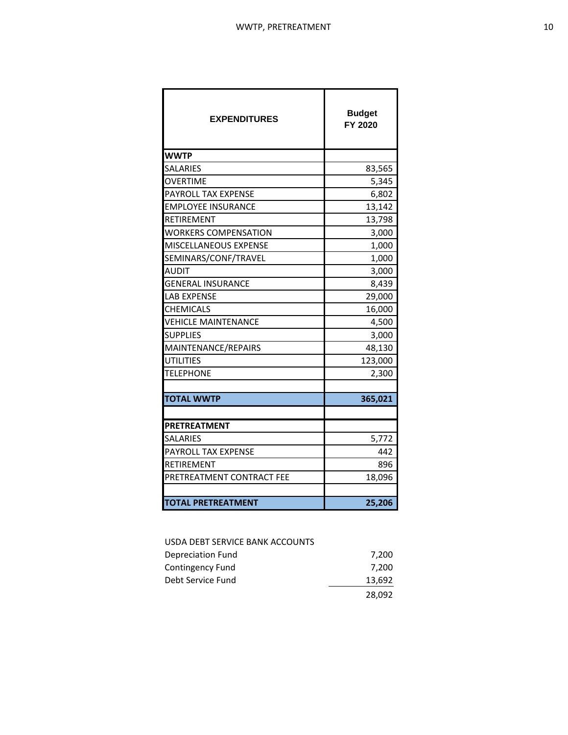| EXPENDITURES | Budget FY 2020 |
|---|---|
| **WWTP** | |
| SALARIES | 83,565 |
| OVERTIME | 5,345 |
| PAYROLL TAX EXPENSE | 6,802 |
| EMPLOYEE INSURANCE | 13,142 |
| RETIREMENT | 13,798 |
| WORKERS COMPENSATION | 3,000 |
| MISCELLANEOUS EXPENSE | 1,000 |
| SEMINARS/CONF/TRAVEL | 1,000 |
| AUDIT | 3,000 |
| GENERAL INSURANCE | 8,439 |
| LAB EXPENSE | 29,000 |
| CHEMICALS | 16,000 |
| VEHICLE MAINTENANCE | 4,500 |
| SUPPLIES | 3,000 |
| MAINTENANCE/REPAIRS | 48,130 |
| UTILITIES | 123,000 |
| TELEPHONE | 2,300 |
| | |
| **TOTAL WWTP** | **365,021** |
| | |
| **PRETREATMENT** | |
| SALARIES | 5,772 |
| PAYROLL TAX EXPENSE | 442 |
| RETIREMENT | 896 |
| PRETREATMENT CONTRACT FEE | 18,096 |
| | |
| **TOTAL PRETREATMENT** | **25,206** |

USDA DEBT SERVICE BANK ACCOUNTS

| | |
|---|---|
| Depreciation Fund | 7,200 |
| Contingency Fund | 7,200 |
| Debt Service Fund | 13,692 |
| | 28,092 |